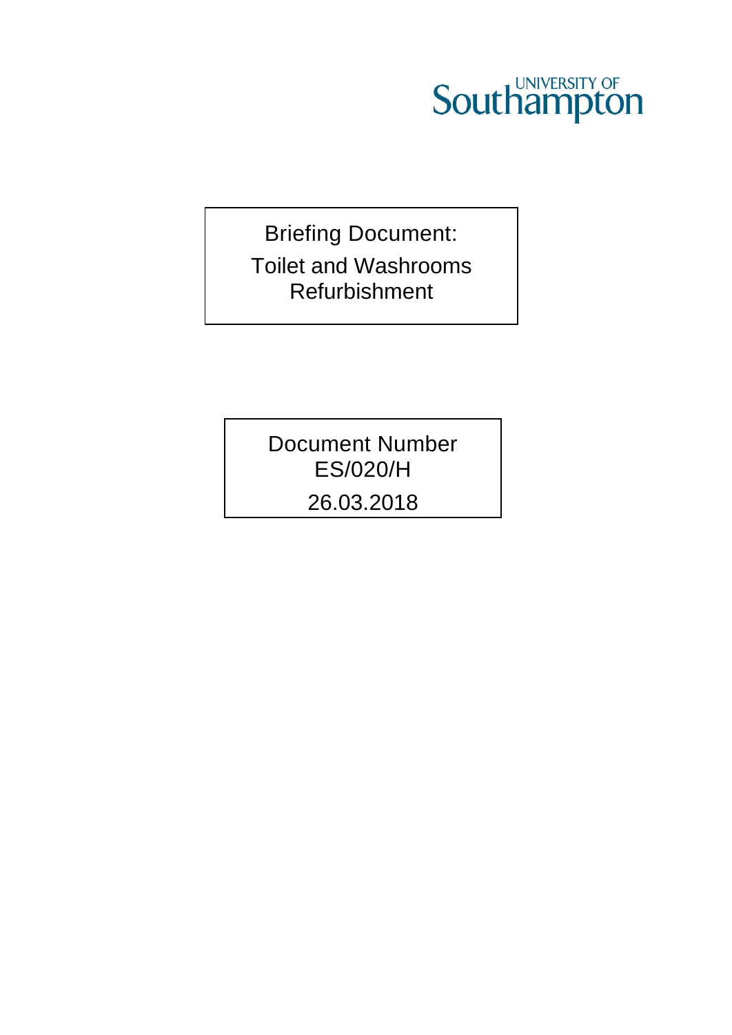UNIVERSITY OF Southampton

# Briefing Document: Toilet and Washrooms Refurbishment

Document Number
ES/020/H

26.03.2018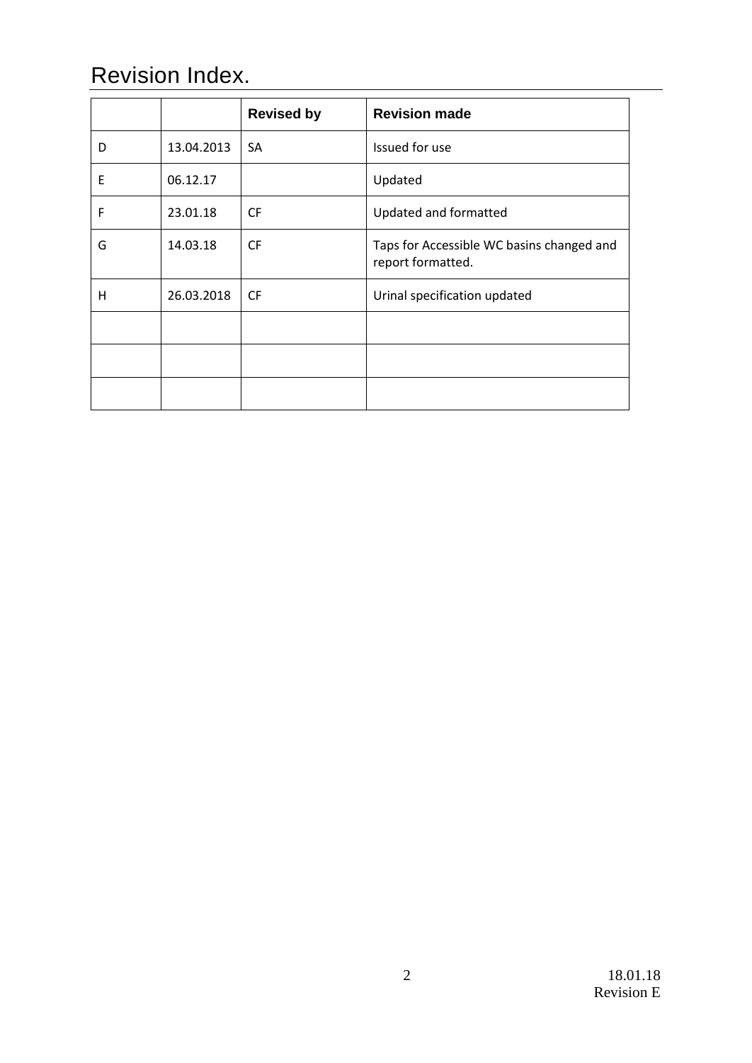# Revision Index.

| | | Revised by | Revision made |
|---|---|---|---|
| D | 13.04.2013 | SA | Issued for use |
| E | 06.12.17 | | Updated |
| F | 23.01.18 | CF | Updated and formatted |
| G | 14.03.18 | CF | Taps for Accessible WC basins changed and report formatted. |
| H | 26.03.2018 | CF | Urinal specification updated |
| | | | |
| | | | |
| | | | |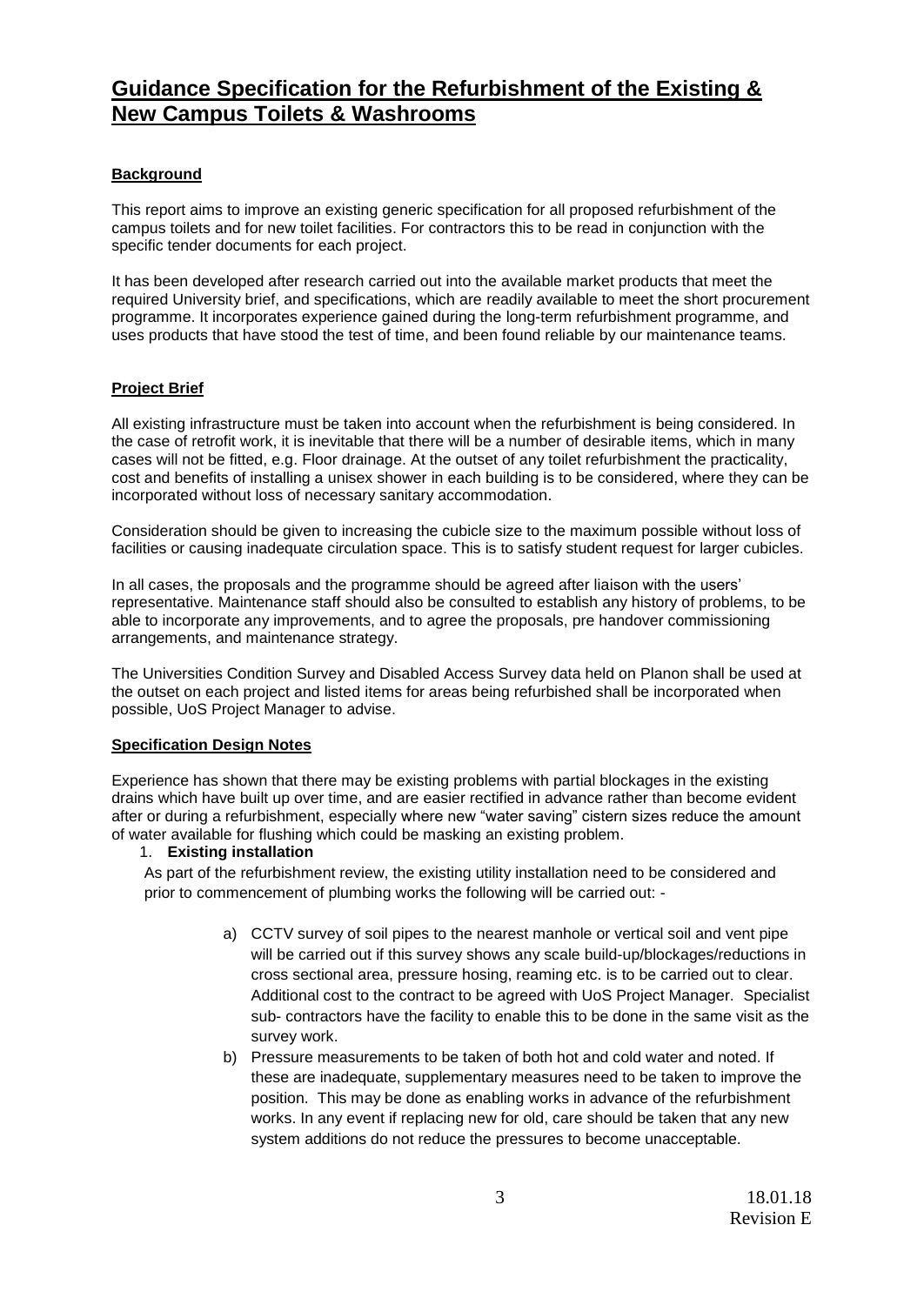# Guidance Specification for the Refurbishment of the Existing & New Campus Toilets & Washrooms

**Background**

This report aims to improve an existing generic specification for all proposed refurbishment of the campus toilets and for new toilet facilities. For contractors this to be read in conjunction with the specific tender documents for each project.

It has been developed after research carried out into the available market products that meet the required University brief, and specifications, which are readily available to meet the short procurement programme. It incorporates experience gained during the long-term refurbishment programme, and uses products that have stood the test of time, and been found reliable by our maintenance teams.

**Project Brief**

All existing infrastructure must be taken into account when the refurbishment is being considered. In the case of retrofit work, it is inevitable that there will be a number of desirable items, which in many cases will not be fitted, e.g. Floor drainage. At the outset of any toilet refurbishment the practicality, cost and benefits of installing a unisex shower in each building is to be considered, where they can be incorporated without loss of necessary sanitary accommodation.

Consideration should be given to increasing the cubicle size to the maximum possible without loss of facilities or causing inadequate circulation space. This is to satisfy student request for larger cubicles.

In all cases, the proposals and the programme should be agreed after liaison with the users' representative. Maintenance staff should also be consulted to establish any history of problems, to be able to incorporate any improvements, and to agree the proposals, pre handover commissioning arrangements, and maintenance strategy.

The Universities Condition Survey and Disabled Access Survey data held on Planon shall be used at the outset on each project and listed items for areas being refurbished shall be incorporated when possible, UoS Project Manager to advise.

**Specification Design Notes**

Experience has shown that there may be existing problems with partial blockages in the existing drains which have built up over time, and are easier rectified in advance rather than become evident after or during a refurbishment, especially where new "water saving" cistern sizes reduce the amount of water available for flushing which could be masking an existing problem.

1. **Existing installation**

As part of the refurbishment review, the existing utility installation need to be considered and prior to commencement of plumbing works the following will be carried out: -

a) CCTV survey of soil pipes to the nearest manhole or vertical soil and vent pipe will be carried out if this survey shows any scale build-up/blockages/reductions in cross sectional area, pressure hosing, reaming etc. is to be carried out to clear. Additional cost to the contract to be agreed with UoS Project Manager. Specialist sub- contractors have the facility to enable this to be done in the same visit as the survey work.

b) Pressure measurements to be taken of both hot and cold water and noted. If these are inadequate, supplementary measures need to be taken to improve the position. This may be done as enabling works in advance of the refurbishment works. In any event if replacing new for old, care should be taken that any new system additions do not reduce the pressures to become unacceptable.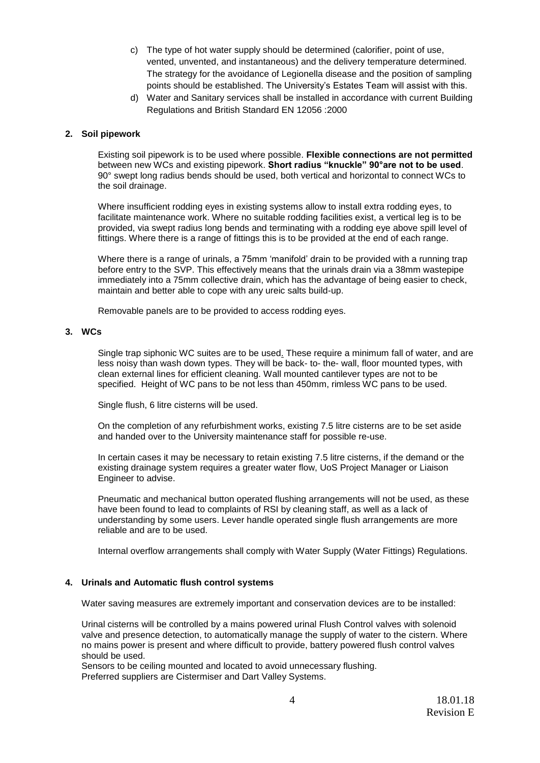c) The type of hot water supply should be determined (calorifier, point of use, vented, unvented, and instantaneous) and the delivery temperature determined. The strategy for the avoidance of Legionella disease and the position of sampling points should be established. The University's Estates Team will assist with this.

d) Water and Sanitary services shall be installed in accordance with current Building Regulations and British Standard EN 12056 :2000

## 2. Soil pipework

Existing soil pipework is to be used where possible. **Flexible connections are not permitted** between new WCs and existing pipework. **Short radius "knuckle" 90°are not to be used**. 90° swept long radius bends should be used, both vertical and horizontal to connect WCs to the soil drainage.

Where insufficient rodding eyes in existing systems allow to install extra rodding eyes, to facilitate maintenance work. Where no suitable rodding facilities exist, a vertical leg is to be provided, via swept radius long bends and terminating with a rodding eye above spill level of fittings. Where there is a range of fittings this is to be provided at the end of each range.

Where there is a range of urinals, a 75mm 'manifold' drain to be provided with a running trap before entry to the SVP. This effectively means that the urinals drain via a 38mm wastepipe immediately into a 75mm collective drain, which has the advantage of being easier to check, maintain and better able to cope with any ureic salts build-up.

Removable panels are to be provided to access rodding eyes.

## 3. WCs

Single trap siphonic WC suites are to be used. These require a minimum fall of water, and are less noisy than wash down types. They will be back- to- the- wall, floor mounted types, with clean external lines for efficient cleaning. Wall mounted cantilever types are not to be specified. Height of WC pans to be not less than 450mm, rimless WC pans to be used.

Single flush, 6 litre cisterns will be used.

On the completion of any refurbishment works, existing 7.5 litre cisterns are to be set aside and handed over to the University maintenance staff for possible re-use.

In certain cases it may be necessary to retain existing 7.5 litre cisterns, if the demand or the existing drainage system requires a greater water flow, UoS Project Manager or Liaison Engineer to advise.

Pneumatic and mechanical button operated flushing arrangements will not be used, as these have been found to lead to complaints of RSI by cleaning staff, as well as a lack of understanding by some users. Lever handle operated single flush arrangements are more reliable and are to be used.

Internal overflow arrangements shall comply with Water Supply (Water Fittings) Regulations.

## 4. Urinals and Automatic flush control systems

Water saving measures are extremely important and conservation devices are to be installed:

Urinal cisterns will be controlled by a mains powered urinal Flush Control valves with solenoid valve and presence detection, to automatically manage the supply of water to the cistern. Where no mains power is present and where difficult to provide, battery powered flush control valves should be used.
Sensors to be ceiling mounted and located to avoid unnecessary flushing.
Preferred suppliers are Cistermiser and Dart Valley Systems.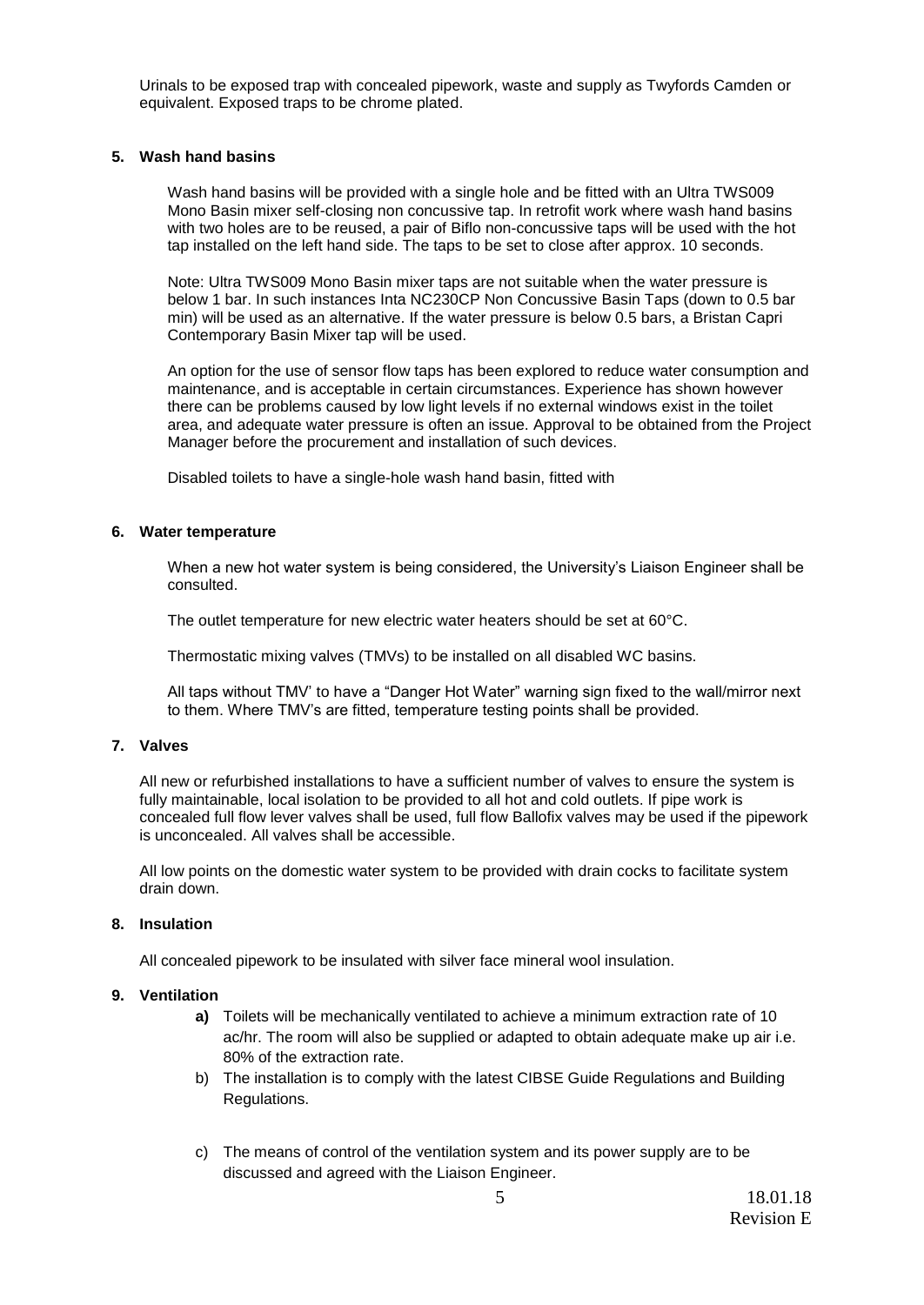Urinals to be exposed trap with concealed pipework, waste and supply as Twyfords Camden or equivalent. Exposed traps to be chrome plated.

## 5. Wash hand basins

Wash hand basins will be provided with a single hole and be fitted with an Ultra TWS009 Mono Basin mixer self-closing non concussive tap. In retrofit work where wash hand basins with two holes are to be reused, a pair of Biflo non-concussive taps will be used with the hot tap installed on the left hand side. The taps to be set to close after approx. 10 seconds.

Note: Ultra TWS009 Mono Basin mixer taps are not suitable when the water pressure is below 1 bar. In such instances Inta NC230CP Non Concussive Basin Taps (down to 0.5 bar min) will be used as an alternative. If the water pressure is below 0.5 bars, a Bristan Capri Contemporary Basin Mixer tap will be used.

An option for the use of sensor flow taps has been explored to reduce water consumption and maintenance, and is acceptable in certain circumstances. Experience has shown however there can be problems caused by low light levels if no external windows exist in the toilet area, and adequate water pressure is often an issue. Approval to be obtained from the Project Manager before the procurement and installation of such devices.

Disabled toilets to have a single-hole wash hand basin, fitted with

## 6. Water temperature

When a new hot water system is being considered, the University's Liaison Engineer shall be consulted.

The outlet temperature for new electric water heaters should be set at 60°C.

Thermostatic mixing valves (TMVs) to be installed on all disabled WC basins.

All taps without TMV' to have a "Danger Hot Water" warning sign fixed to the wall/mirror next to them. Where TMV's are fitted, temperature testing points shall be provided.

## 7. Valves

All new or refurbished installations to have a sufficient number of valves to ensure the system is fully maintainable, local isolation to be provided to all hot and cold outlets. If pipe work is concealed full flow lever valves shall be used, full flow Ballofix valves may be used if the pipework is unconcealed. All valves shall be accessible.

All low points on the domestic water system to be provided with drain cocks to facilitate system drain down.

## 8. Insulation

All concealed pipework to be insulated with silver face mineral wool insulation.

## 9. Ventilation

- **a)** Toilets will be mechanically ventilated to achieve a minimum extraction rate of 10 ac/hr. The room will also be supplied or adapted to obtain adequate make up air i.e. 80% of the extraction rate.
- b) The installation is to comply with the latest CIBSE Guide Regulations and Building Regulations.
- c) The means of control of the ventilation system and its power supply are to be discussed and agreed with the Liaison Engineer.

18.01.18
Revision E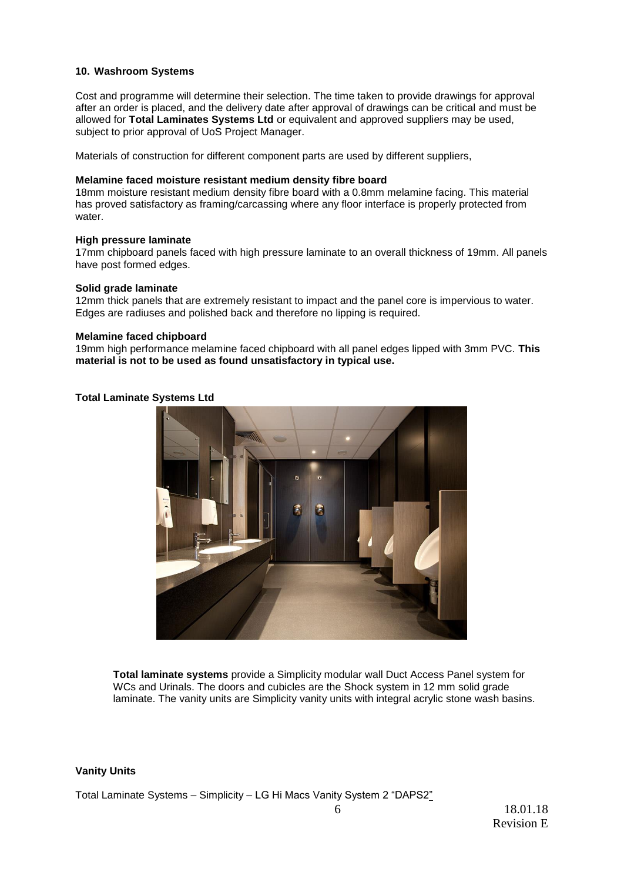## 10. Washroom Systems

Cost and programme will determine their selection. The time taken to provide drawings for approval after an order is placed, and the delivery date after approval of drawings can be critical and must be allowed for **Total Laminates Systems Ltd** or equivalent and approved suppliers may be used, subject to prior approval of UoS Project Manager.

Materials of construction for different component parts are used by different suppliers,

**Melamine faced moisture resistant medium density fibre board**
18mm moisture resistant medium density fibre board with a 0.8mm melamine facing. This material has proved satisfactory as framing/carcassing where any floor interface is properly protected from water.

**High pressure laminate**
17mm chipboard panels faced with high pressure laminate to an overall thickness of 19mm. All panels have post formed edges.

**Solid grade laminate**
12mm thick panels that are extremely resistant to impact and the panel core is impervious to water. Edges are radiuses and polished back and therefore no lipping is required.

**Melamine faced chipboard**
19mm high performance melamine faced chipboard with all panel edges lipped with 3mm PVC. **This material is not to be used as found unsatisfactory in typical use.**

**Total Laminate Systems Ltd**

**Total laminate systems** provide a Simplicity modular wall Duct Access Panel system for WCs and Urinals. The doors and cubicles are the Shock system in 12 mm solid grade laminate. The vanity units are Simplicity vanity units with integral acrylic stone wash basins.

**Vanity Units**

Total Laminate Systems – Simplicity – LG Hi Macs Vanity System 2 "DAPS2"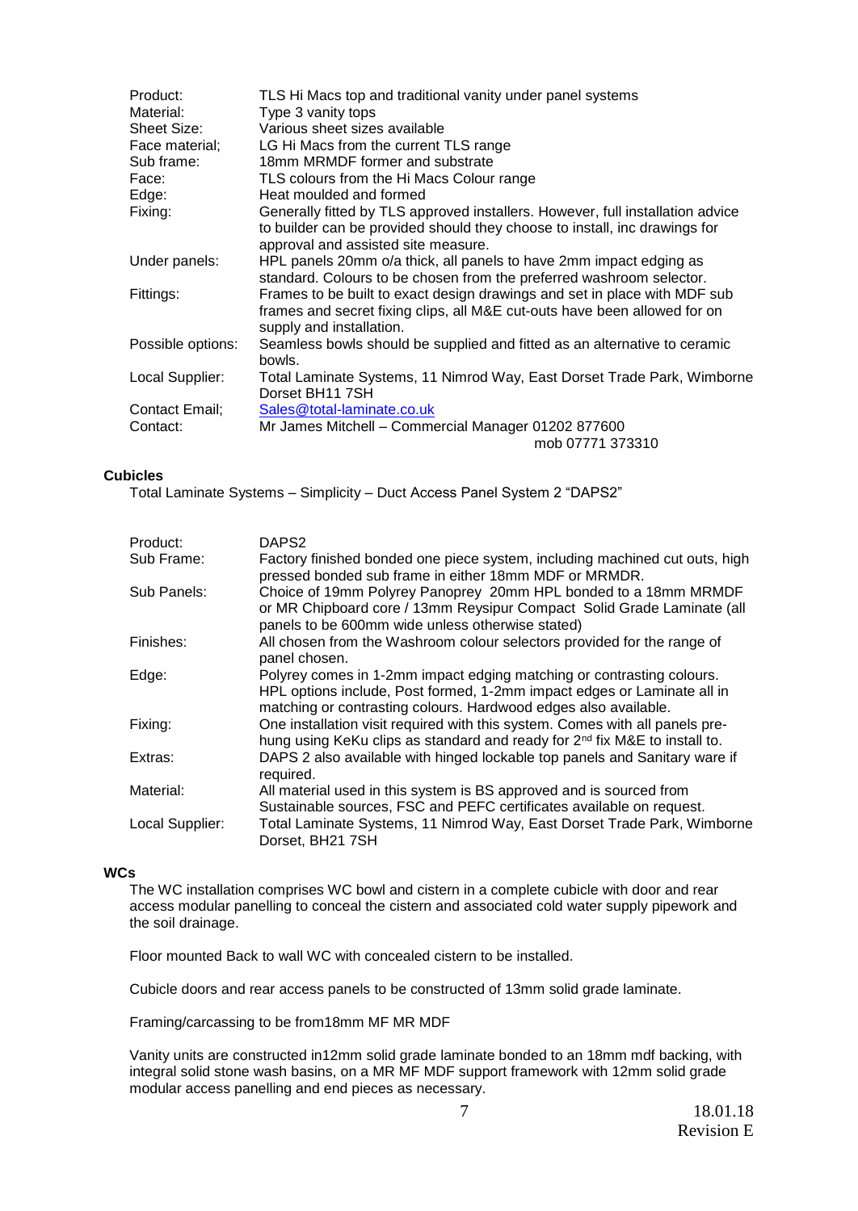| | |
|---|---|
| Product: | TLS Hi Macs top and traditional vanity under panel systems |
| Material: | Type 3 vanity tops |
| Sheet Size: | Various sheet sizes available |
| Face material; | LG Hi Macs from the current TLS range |
| Sub frame: | 18mm MRMDF former and substrate |
| Face: | TLS colours from the Hi Macs Colour range |
| Edge: | Heat moulded and formed |
| Fixing: | Generally fitted by TLS approved installers. However, full installation advice to builder can be provided should they choose to install, inc drawings for approval and assisted site measure. |
| Under panels: | HPL panels 20mm o/a thick, all panels to have 2mm impact edging as standard. Colours to be chosen from the preferred washroom selector. |
| Fittings: | Frames to be built to exact design drawings and set in place with MDF sub frames and secret fixing clips, all M&E cut-outs have been allowed for on supply and installation. |
| Possible options: | Seamless bowls should be supplied and fitted as an alternative to ceramic bowls. |
| Local Supplier: | Total Laminate Systems, 11 Nimrod Way, East Dorset Trade Park, Wimborne Dorset BH11 7SH |
| Contact Email; | Sales@total-laminate.co.uk |
| Contact: | Mr James Mitchell – Commercial Manager 01202 877600<br>mob 07771 373310 |

**Cubicles**

Total Laminate Systems – Simplicity – Duct Access Panel System 2 "DAPS2"

| | |
|---|---|
| Product: | DAPS2 |
| Sub Frame: | Factory finished bonded one piece system, including machined cut outs, high pressed bonded sub frame in either 18mm MDF or MRMDR. |
| Sub Panels: | Choice of 19mm Polyrey Panoprey 20mm HPL bonded to a 18mm MRMDF or MR Chipboard core / 13mm Reysipur Compact Solid Grade Laminate (all panels to be 600mm wide unless otherwise stated) |
| Finishes: | All chosen from the Washroom colour selectors provided for the range of panel chosen. |
| Edge: | Polyrey comes in 1-2mm impact edging matching or contrasting colours. HPL options include, Post formed, 1-2mm impact edges or Laminate all in matching or contrasting colours. Hardwood edges also available. |
| Fixing: | One installation visit required with this system. Comes with all panels pre-hung using KeKu clips as standard and ready for 2nd fix M&E to install to. |
| Extras: | DAPS 2 also available with hinged lockable top panels and Sanitary ware if required. |
| Material: | All material used in this system is BS approved and is sourced from Sustainable sources, FSC and PEFC certificates available on request. |
| Local Supplier: | Total Laminate Systems, 11 Nimrod Way, East Dorset Trade Park, Wimborne Dorset, BH21 7SH |

**WCs**

The WC installation comprises WC bowl and cistern in a complete cubicle with door and rear access modular panelling to conceal the cistern and associated cold water supply pipework and the soil drainage.

Floor mounted Back to wall WC with concealed cistern to be installed.

Cubicle doors and rear access panels to be constructed of 13mm solid grade laminate.

Framing/carcassing to be from18mm MF MR MDF

Vanity units are constructed in12mm solid grade laminate bonded to an 18mm mdf backing, with integral solid stone wash basins, on a MR MF MDF support framework with 12mm solid grade modular access panelling and end pieces as necessary.

18.01.18
Revision E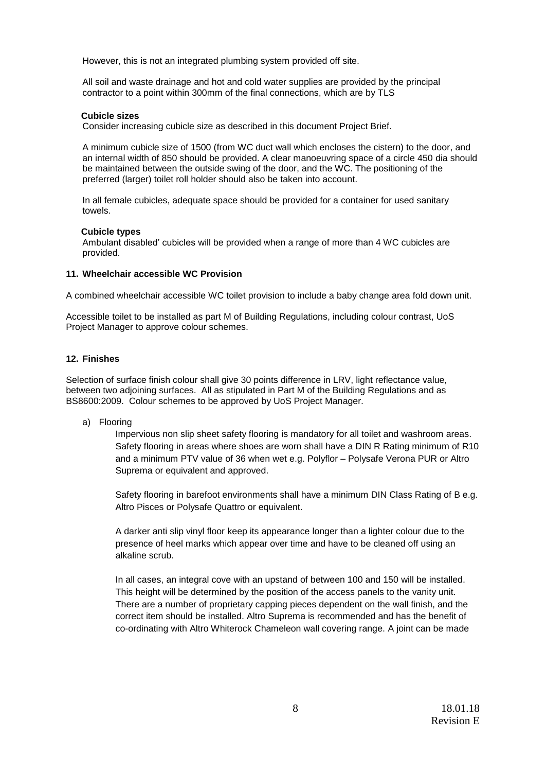However, this is not an integrated plumbing system provided off site.

All soil and waste drainage and hot and cold water supplies are provided by the principal contractor to a point within 300mm of the final connections, which are by TLS

**Cubicle sizes**

Consider increasing cubicle size as described in this document Project Brief.

A minimum cubicle size of 1500 (from WC duct wall which encloses the cistern) to the door, and an internal width of 850 should be provided. A clear manoeuvring space of a circle 450 dia should be maintained between the outside swing of the door, and the WC. The positioning of the preferred (larger) toilet roll holder should also be taken into account.

In all female cubicles, adequate space should be provided for a container for used sanitary towels.

**Cubicle types**

Ambulant disabled' cubicles will be provided when a range of more than 4 WC cubicles are provided.

## 11. Wheelchair accessible WC Provision

A combined wheelchair accessible WC toilet provision to include a baby change area fold down unit.

Accessible toilet to be installed as part M of Building Regulations, including colour contrast, UoS Project Manager to approve colour schemes.

## 12. Finishes

Selection of surface finish colour shall give 30 points difference in LRV, light reflectance value, between two adjoining surfaces. All as stipulated in Part M of the Building Regulations and as BS8600:2009. Colour schemes to be approved by UoS Project Manager.

a) Flooring

Impervious non slip sheet safety flooring is mandatory for all toilet and washroom areas. Safety flooring in areas where shoes are worn shall have a DIN R Rating minimum of R10 and a minimum PTV value of 36 when wet e.g. Polyflor – Polysafe Verona PUR or Altro Suprema or equivalent and approved.

Safety flooring in barefoot environments shall have a minimum DIN Class Rating of B e.g. Altro Pisces or Polysafe Quattro or equivalent.

A darker anti slip vinyl floor keep its appearance longer than a lighter colour due to the presence of heel marks which appear over time and have to be cleaned off using an alkaline scrub.

In all cases, an integral cove with an upstand of between 100 and 150 will be installed. This height will be determined by the position of the access panels to the vanity unit. There are a number of proprietary capping pieces dependent on the wall finish, and the correct item should be installed. Altro Suprema is recommended and has the benefit of co-ordinating with Altro Whiterock Chameleon wall covering range. A joint can be made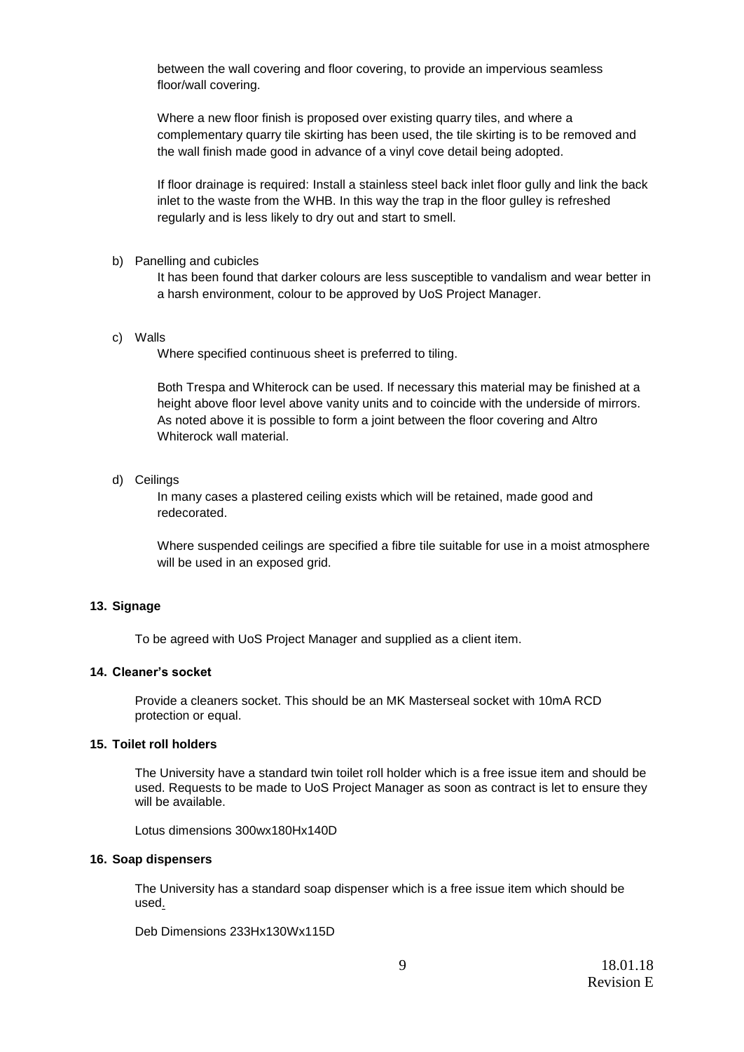between the wall covering and floor covering, to provide an impervious seamless floor/wall covering.

Where a new floor finish is proposed over existing quarry tiles, and where a complementary quarry tile skirting has been used, the tile skirting is to be removed and the wall finish made good in advance of a vinyl cove detail being adopted.

If floor drainage is required: Install a stainless steel back inlet floor gully and link the back inlet to the waste from the WHB. In this way the trap in the floor gulley is refreshed regularly and is less likely to dry out and start to smell.

b) Panelling and cubicles

It has been found that darker colours are less susceptible to vandalism and wear better in a harsh environment, colour to be approved by UoS Project Manager.

c) Walls

Where specified continuous sheet is preferred to tiling.

Both Trespa and Whiterock can be used. If necessary this material may be finished at a height above floor level above vanity units and to coincide with the underside of mirrors. As noted above it is possible to form a joint between the floor covering and Altro Whiterock wall material.

d) Ceilings

In many cases a plastered ceiling exists which will be retained, made good and redecorated.

Where suspended ceilings are specified a fibre tile suitable for use in a moist atmosphere will be used in an exposed grid.

## 13. Signage

To be agreed with UoS Project Manager and supplied as a client item.

## 14. Cleaner's socket

Provide a cleaners socket. This should be an MK Masterseal socket with 10mA RCD protection or equal.

## 15. Toilet roll holders

The University have a standard twin toilet roll holder which is a free issue item and should be used. Requests to be made to UoS Project Manager as soon as contract is let to ensure they will be available.

Lotus dimensions 300wx180Hx140D

## 16. Soap dispensers

The University has a standard soap dispenser which is a free issue item which should be used.

Deb Dimensions 233Hx130Wx115D

18.01.18
Revision E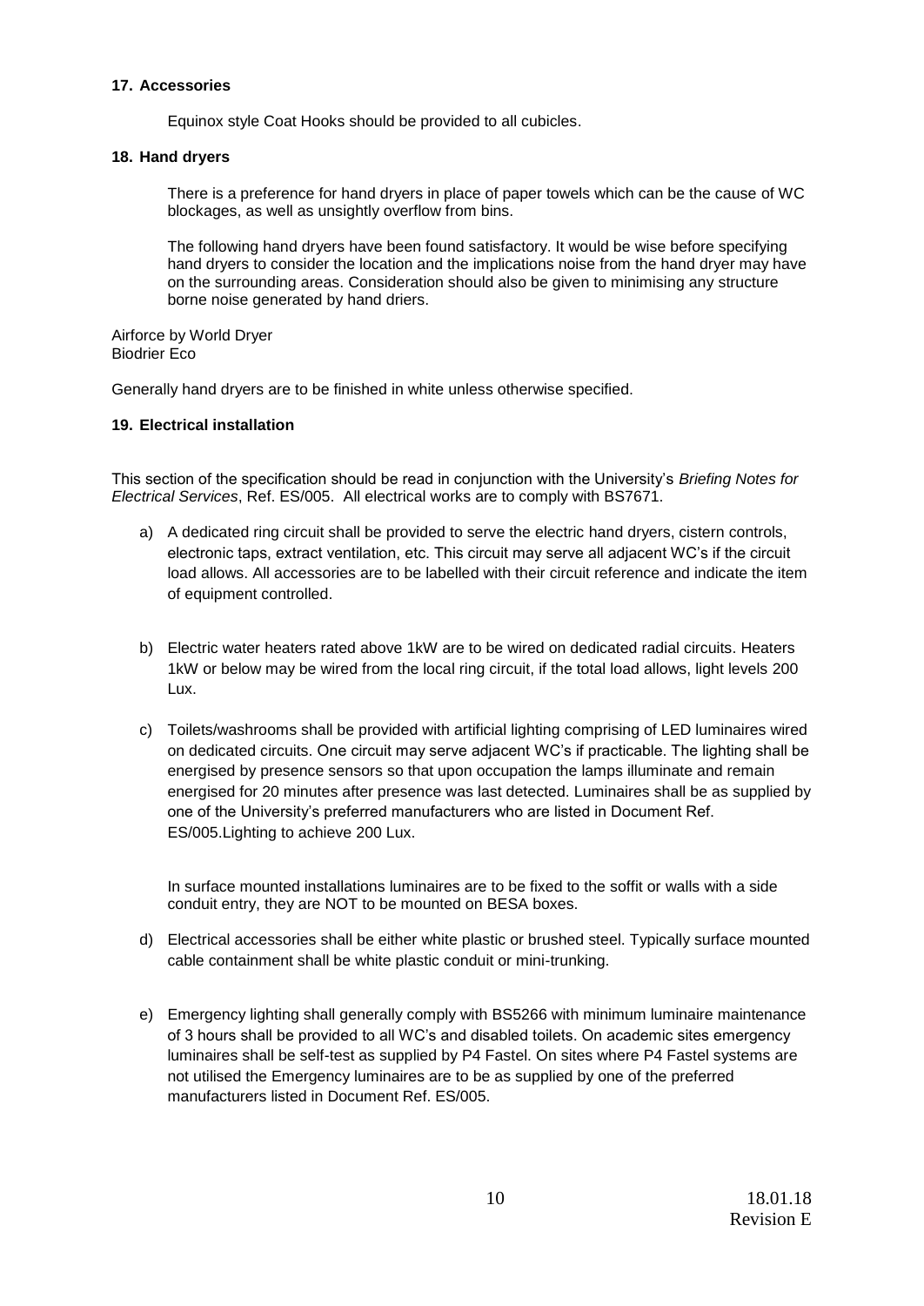## 17. Accessories

Equinox style Coat Hooks should be provided to all cubicles.

## 18. Hand dryers

There is a preference for hand dryers in place of paper towels which can be the cause of WC blockages, as well as unsightly overflow from bins.

The following hand dryers have been found satisfactory. It would be wise before specifying hand dryers to consider the location and the implications noise from the hand dryer may have on the surrounding areas. Consideration should also be given to minimising any structure borne noise generated by hand driers.

Airforce by World Dryer
Biodrier Eco

Generally hand dryers are to be finished in white unless otherwise specified.

## 19. Electrical installation

This section of the specification should be read in conjunction with the University's *Briefing Notes for Electrical Services*, Ref. ES/005. All electrical works are to comply with BS7671.

a) A dedicated ring circuit shall be provided to serve the electric hand dryers, cistern controls, electronic taps, extract ventilation, etc. This circuit may serve all adjacent WC's if the circuit load allows. All accessories are to be labelled with their circuit reference and indicate the item of equipment controlled.

b) Electric water heaters rated above 1kW are to be wired on dedicated radial circuits. Heaters 1kW or below may be wired from the local ring circuit, if the total load allows, light levels 200 Lux.

c) Toilets/washrooms shall be provided with artificial lighting comprising of LED luminaires wired on dedicated circuits. One circuit may serve adjacent WC's if practicable. The lighting shall be energised by presence sensors so that upon occupation the lamps illuminate and remain energised for 20 minutes after presence was last detected. Luminaires shall be as supplied by one of the University's preferred manufacturers who are listed in Document Ref. ES/005.Lighting to achieve 200 Lux.

   In surface mounted installations luminaires are to be fixed to the soffit or walls with a side conduit entry, they are NOT to be mounted on BESA boxes.

d) Electrical accessories shall be either white plastic or brushed steel. Typically surface mounted cable containment shall be white plastic conduit or mini-trunking.

e) Emergency lighting shall generally comply with BS5266 with minimum luminaire maintenance of 3 hours shall be provided to all WC's and disabled toilets. On academic sites emergency luminaires shall be self-test as supplied by P4 Fastel. On sites where P4 Fastel systems are not utilised the Emergency luminaires are to be as supplied by one of the preferred manufacturers listed in Document Ref. ES/005.

18.01.18
Revision E